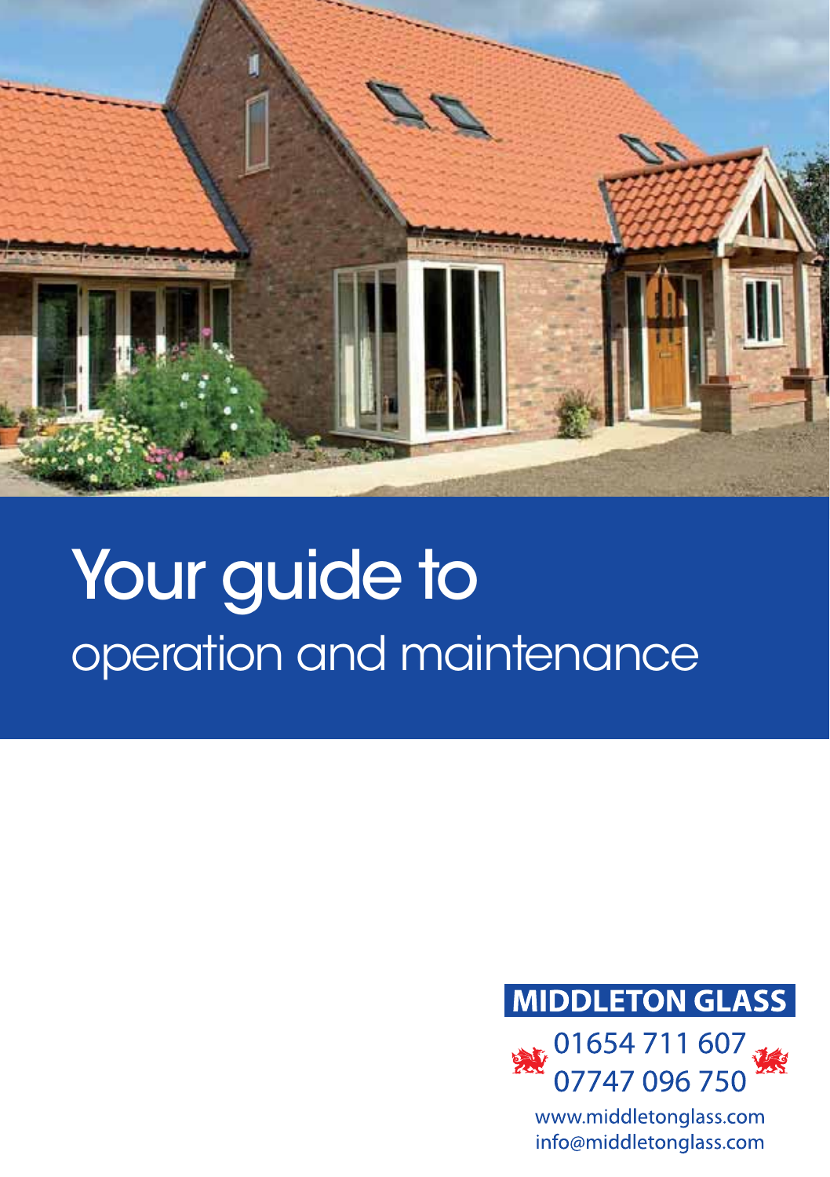# Your guide to

## operation and maintenance

**MIDDLETON GLASS**

01654 711 607
07747 096 750

www.middletonglass.com
info@middletonglass.com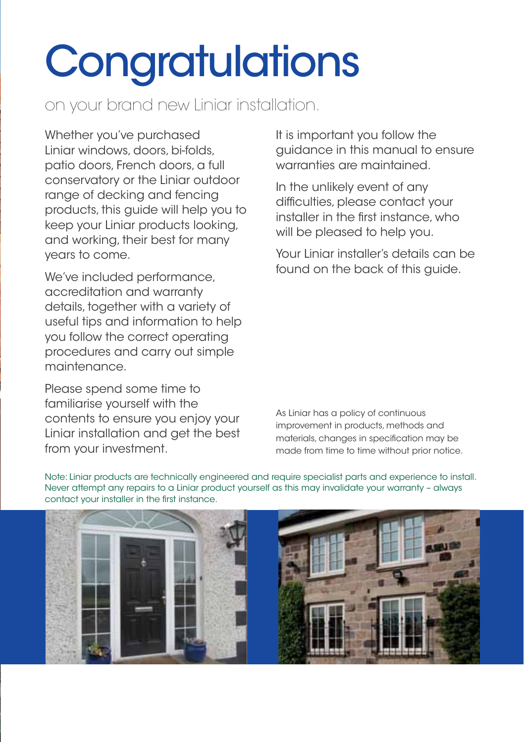# Congratulations

on your brand new Liniar installation.

Whether you've purchased Liniar windows, doors, bi-folds, patio doors, French doors, a full conservatory or the Liniar outdoor range of decking and fencing products, this guide will help you to keep your Liniar products looking, and working, their best for many years to come.

We've included performance, accreditation and warranty details, together with a variety of useful tips and information to help you follow the correct operating procedures and carry out simple maintenance.

Please spend some time to familiarise yourself with the contents to ensure you enjoy your Liniar installation and get the best from your investment.

It is important you follow the guidance in this manual to ensure warranties are maintained.

In the unlikely event of any difficulties, please contact your installer in the first instance, who will be pleased to help you.

Your Liniar installer's details can be found on the back of this guide.

As Liniar has a policy of continuous improvement in products, methods and materials, changes in specification may be made from time to time without prior notice.

Note: Liniar products are technically engineered and require specialist parts and experience to install. Never attempt any repairs to a Liniar product yourself as this may invalidate your warranty – always contact your installer in the first instance.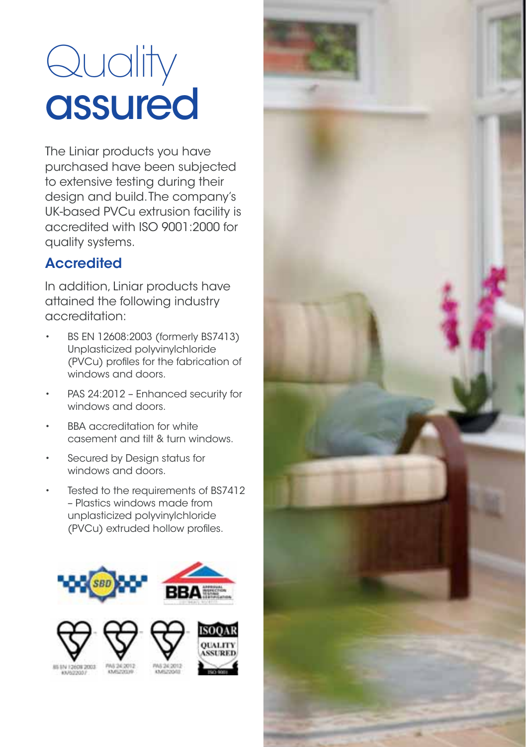# Quality assured

The Liniar products you have purchased have been subjected to extensive testing during their design and build. The company's UK-based PVCu extrusion facility is accredited with ISO 9001:2000 for quality systems.

## Accredited

In addition, Liniar products have attained the following industry accreditation:

- BS EN 12608:2003 (formerly BS7413) Unplasticized polyvinylchloride (PVCu) profiles for the fabrication of windows and doors.
- PAS 24:2012 – Enhanced security for windows and doors.
- BBA accreditation for white casement and tilt & turn windows.
- Secured by Design status for windows and doors.
- Tested to the requirements of BS7412 – Plastics windows made from unplasticized polyvinylchloride (PVCu) extruded hollow profiles.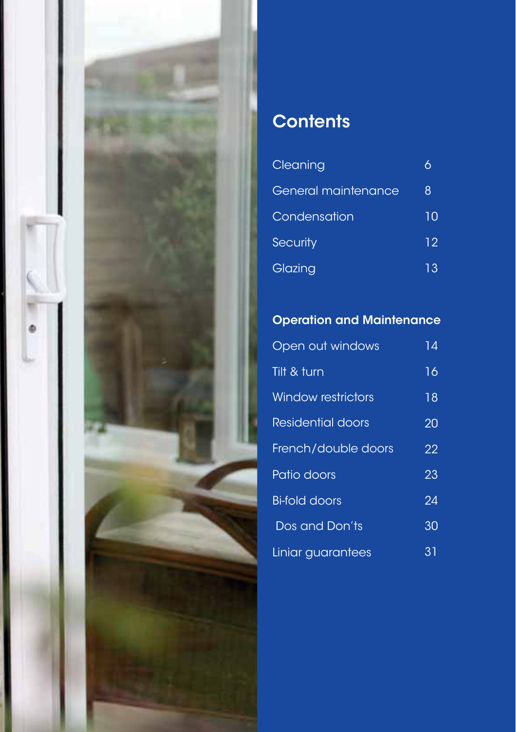# Contents

| | |
|---|---|
| Cleaning | 6 |
| General maintenance | 8 |
| Condensation | 10 |
| Security | 12 |
| Glazing | 13 |

## Operation and Maintenance

| | |
|---|---|
| Open out windows | 14 |
| Tilt & turn | 16 |
| Window restrictors | 18 |
| Residential doors | 20 |
| French/double doors | 22 |
| Patio doors | 23 |
| Bi-fold doors | 24 |
| Dos and Don'ts | 30 |
| Liniar guarantees | 31 |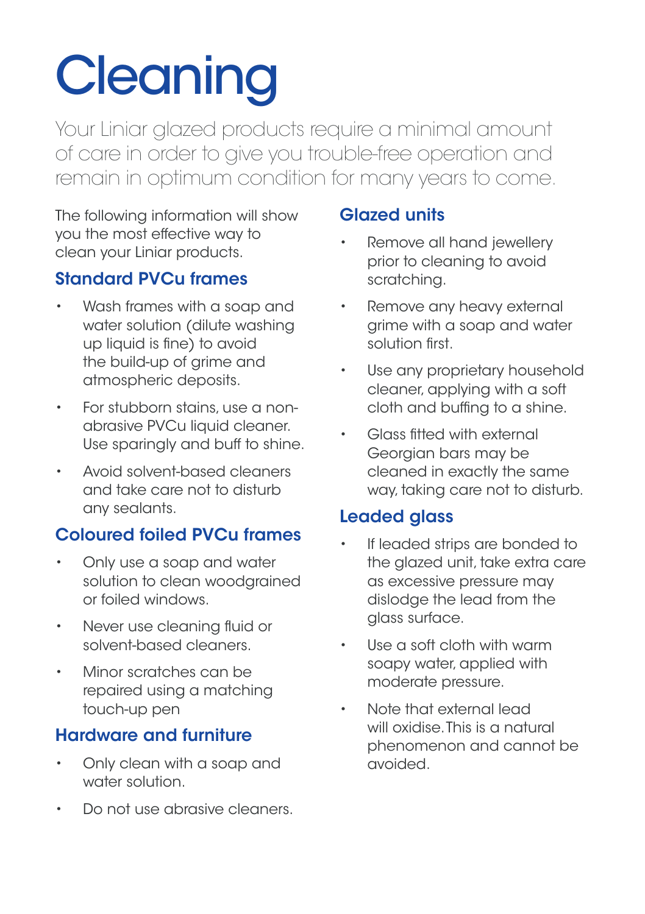# Cleaning

Your Liniar glazed products require a minimal amount of care in order to give you trouble-free operation and remain in optimum condition for many years to come.

The following information will show you the most effective way to clean your Liniar products.

## Standard PVCu frames

- Wash frames with a soap and water solution (dilute washing up liquid is fine) to avoid the build-up of grime and atmospheric deposits.
- For stubborn stains, use a non-abrasive PVCu liquid cleaner. Use sparingly and buff to shine.
- Avoid solvent-based cleaners and take care not to disturb any sealants.

## Coloured foiled PVCu frames

- Only use a soap and water solution to clean woodgrained or foiled windows.
- Never use cleaning fluid or solvent-based cleaners.
- Minor scratches can be repaired using a matching touch-up pen

## Hardware and furniture

- Only clean with a soap and water solution.
- Do not use abrasive cleaners.

## Glazed units

- Remove all hand jewellery prior to cleaning to avoid scratching.
- Remove any heavy external grime with a soap and water solution first.
- Use any proprietary household cleaner, applying with a soft cloth and buffing to a shine.
- Glass fitted with external Georgian bars may be cleaned in exactly the same way, taking care not to disturb.

## Leaded glass

- If leaded strips are bonded to the glazed unit, take extra care as excessive pressure may dislodge the lead from the glass surface.
- Use a soft cloth with warm soapy water, applied with moderate pressure.
- Note that external lead will oxidise. This is a natural phenomenon and cannot be avoided.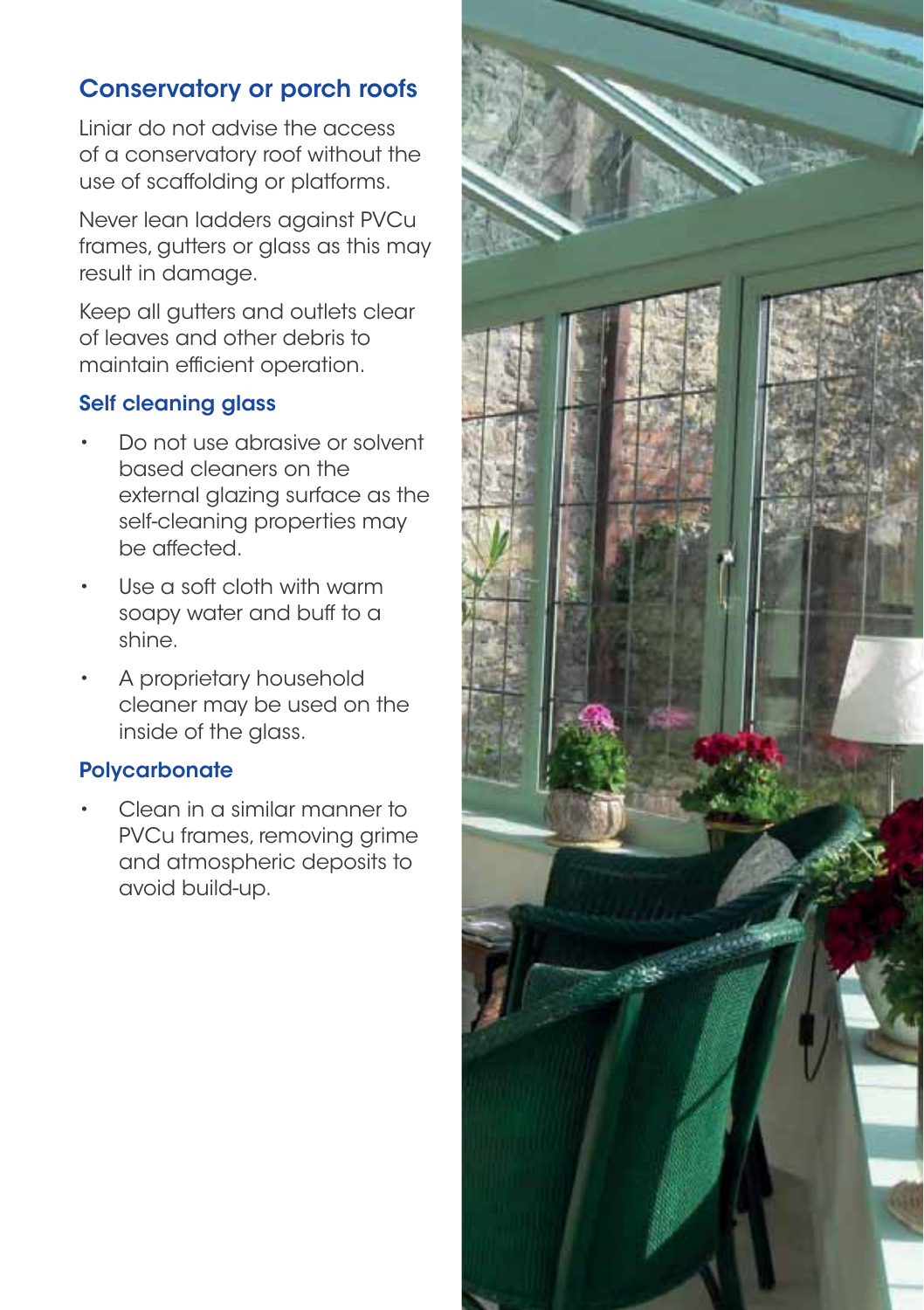## Conservatory or porch roofs

Liniar do not advise the access of a conservatory roof without the use of scaffolding or platforms.

Never lean ladders against PVCu frames, gutters or glass as this may result in damage.

Keep all gutters and outlets clear of leaves and other debris to maintain efficient operation.

### Self cleaning glass

- Do not use abrasive or solvent based cleaners on the external glazing surface as the self-cleaning properties may be affected.
- Use a soft cloth with warm soapy water and buff to a shine.
- A proprietary household cleaner may be used on the inside of the glass.

### Polycarbonate

- Clean in a similar manner to PVCu frames, removing grime and atmospheric deposits to avoid build-up.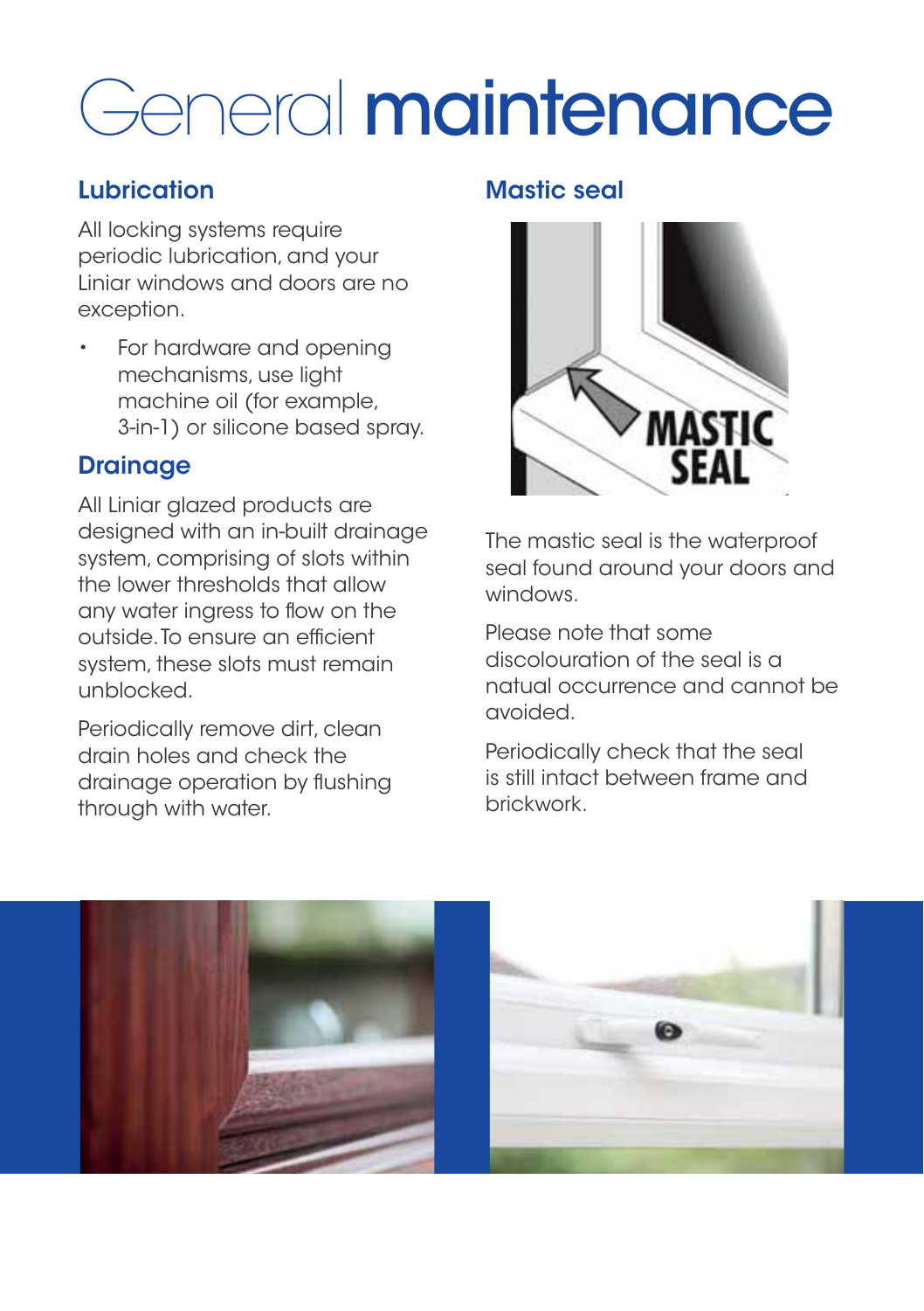# General maintenance

## Lubrication

All locking systems require periodic lubrication, and your Liniar windows and doors are no exception.

- For hardware and opening mechanisms, use light machine oil (for example, 3-in-1) or silicone based spray.

## Drainage

All Liniar glazed products are designed with an in-built drainage system, comprising of slots within the lower thresholds that allow any water ingress to flow on the outside. To ensure an efficient system, these slots must remain unblocked.

Periodically remove dirt, clean drain holes and check the drainage operation by flushing through with water.

## Mastic seal

The mastic seal is the waterproof seal found around your doors and windows.

Please note that some discolouration of the seal is a natual occurrence and cannot be avoided.

Periodically check that the seal is still intact between frame and brickwork.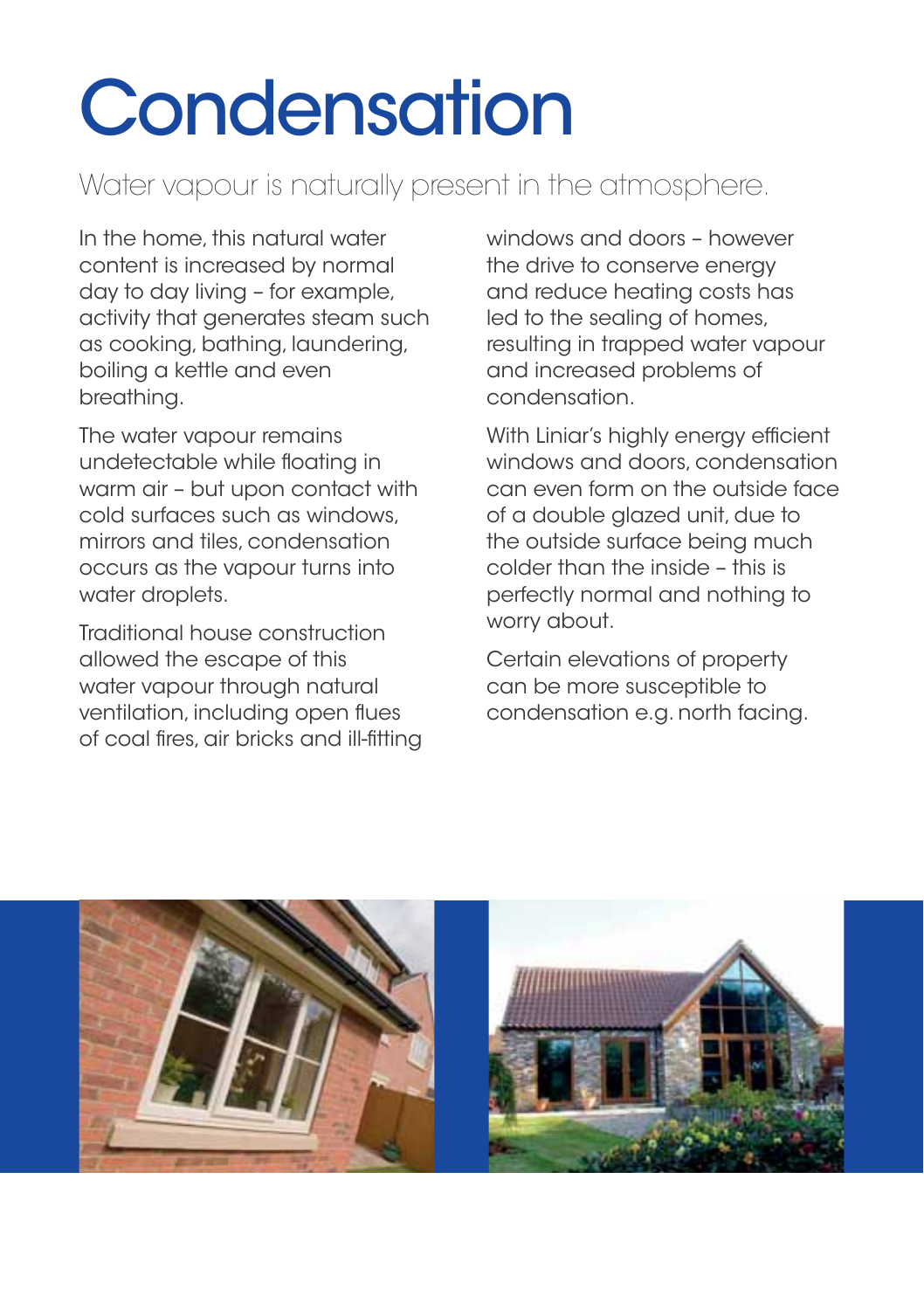# Condensation

Water vapour is naturally present in the atmosphere.

In the home, this natural water content is increased by normal day to day living – for example, activity that generates steam such as cooking, bathing, laundering, boiling a kettle and even breathing.

The water vapour remains undetectable while floating in warm air – but upon contact with cold surfaces such as windows, mirrors and tiles, condensation occurs as the vapour turns into water droplets.

Traditional house construction allowed the escape of this water vapour through natural ventilation, including open flues of coal fires, air bricks and ill-fitting windows and doors – however the drive to conserve energy and reduce heating costs has led to the sealing of homes, resulting in trapped water vapour and increased problems of condensation.

With Liniar's highly energy efficient windows and doors, condensation can even form on the outside face of a double glazed unit, due to the outside surface being much colder than the inside – this is perfectly normal and nothing to worry about.

Certain elevations of property can be more susceptible to condensation e.g. north facing.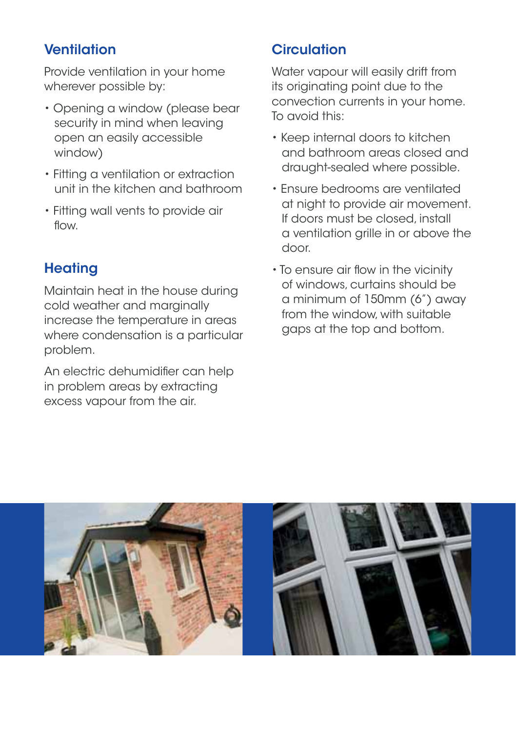## Ventilation

Provide ventilation in your home wherever possible by:

- Opening a window (please bear security in mind when leaving open an easily accessible window)
- Fitting a ventilation or extraction unit in the kitchen and bathroom
- Fitting wall vents to provide air flow.

## Heating

Maintain heat in the house during cold weather and marginally increase the temperature in areas where condensation is a particular problem.

An electric dehumidifier can help in problem areas by extracting excess vapour from the air.

## Circulation

Water vapour will easily drift from its originating point due to the convection currents in your home. To avoid this:

- Keep internal doors to kitchen and bathroom areas closed and draught-sealed where possible.
- Ensure bedrooms are ventilated at night to provide air movement. If doors must be closed, install a ventilation grille in or above the door.
- To ensure air flow in the vicinity of windows, curtains should be a minimum of 150mm (6") away from the window, with suitable gaps at the top and bottom.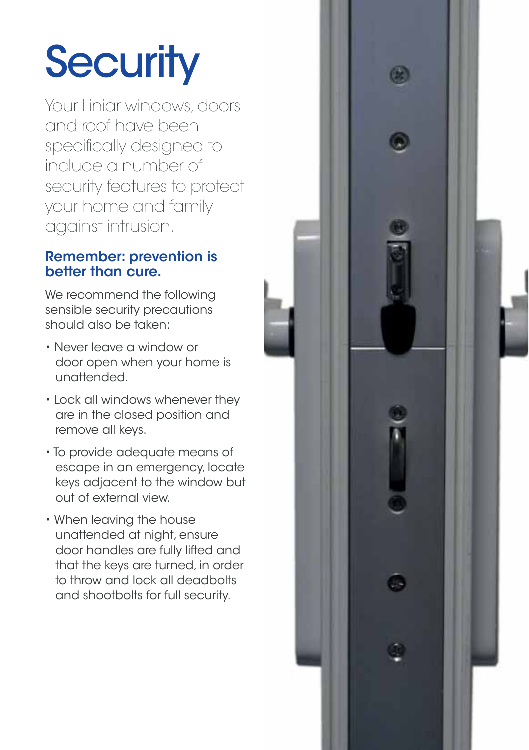# Security

Your Liniar windows, doors and roof have been specifically designed to include a number of security features to protect your home and family against intrusion.

### Remember: prevention is better than cure.

We recommend the following sensible security precautions should also be taken:

- Never leave a window or door open when your home is unattended.
- Lock all windows whenever they are in the closed position and remove all keys.
- To provide adequate means of escape in an emergency, locate keys adjacent to the window but out of external view.
- When leaving the house unattended at night, ensure door handles are fully lifted and that the keys are turned, in order to throw and lock all deadbolts and shootbolts for full security.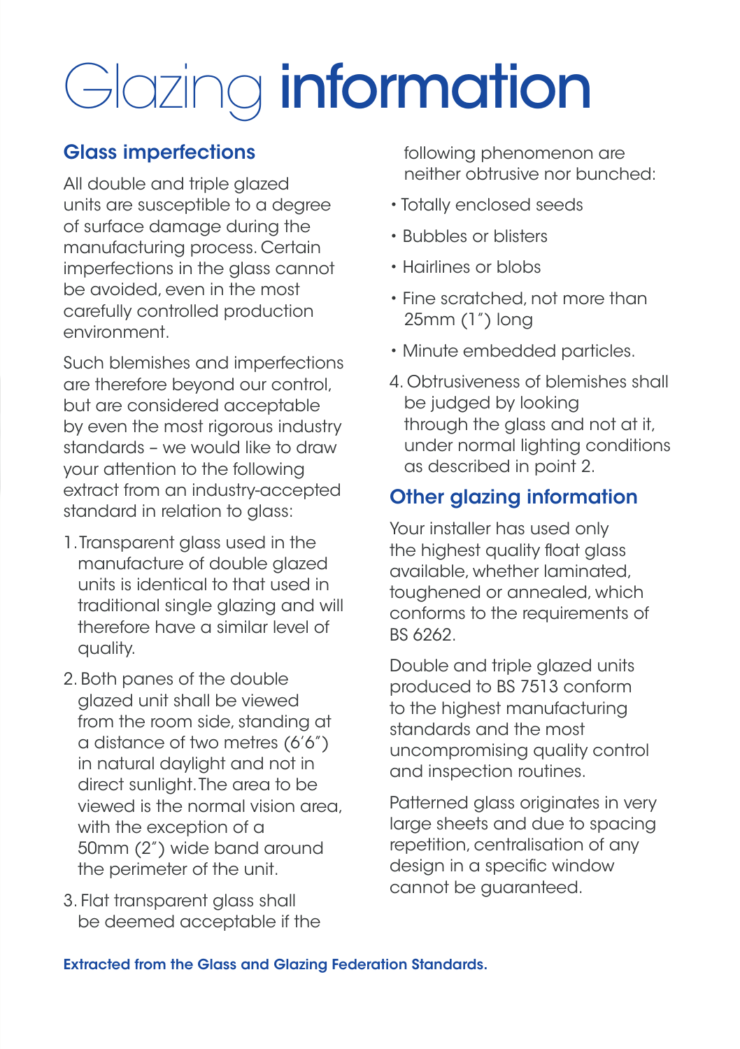# Glazing information

## Glass imperfections

All double and triple glazed units are susceptible to a degree of surface damage during the manufacturing process. Certain imperfections in the glass cannot be avoided, even in the most carefully controlled production environment.

Such blemishes and imperfections are therefore beyond our control, but are considered acceptable by even the most rigorous industry standards – we would like to draw your attention to the following extract from an industry-accepted standard in relation to glass:

1. Transparent glass used in the manufacture of double glazed units is identical to that used in traditional single glazing and will therefore have a similar level of quality.
2. Both panes of the double glazed unit shall be viewed from the room side, standing at a distance of two metres (6'6") in natural daylight and not in direct sunlight. The area to be viewed is the normal vision area, with the exception of a 50mm (2") wide band around the perimeter of the unit.
3. Flat transparent glass shall be deemed acceptable if the following phenomenon are neither obtrusive nor bunched:
   - Totally enclosed seeds
   - Bubbles or blisters
   - Hairlines or blobs
   - Fine scratched, not more than 25mm (1") long
   - Minute embedded particles.
4. Obtrusiveness of blemishes shall be judged by looking through the glass and not at it, under normal lighting conditions as described in point 2.

## Other glazing information

Your installer has used only the highest quality float glass available, whether laminated, toughened or annealed, which conforms to the requirements of BS 6262.

Double and triple glazed units produced to BS 7513 conform to the highest manufacturing standards and the most uncompromising quality control and inspection routines.

Patterned glass originates in very large sheets and due to spacing repetition, centralisation of any design in a specific window cannot be guaranteed.

**Extracted from the Glass and Glazing Federation Standards.**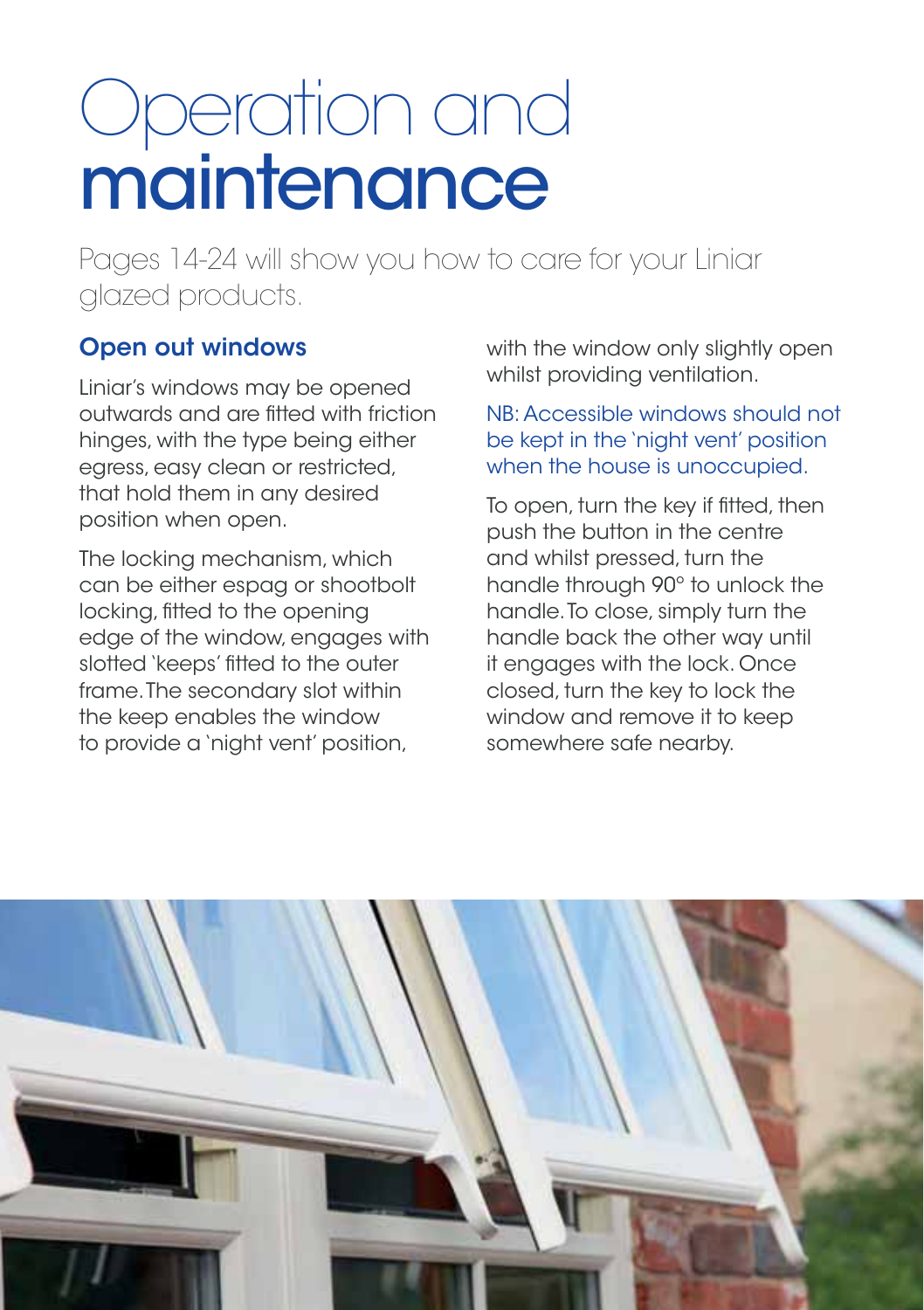# Operation and maintenance

Pages 14-24 will show you how to care for your Liniar glazed products.

### Open out windows

Liniar's windows may be opened outwards and are fitted with friction hinges, with the type being either egress, easy clean or restricted, that hold them in any desired position when open.

The locking mechanism, which can be either espag or shootbolt locking, fitted to the opening edge of the window, engages with slotted 'keeps' fitted to the outer frame. The secondary slot within the keep enables the window to provide a 'night vent' position, with the window only slightly open whilst providing ventilation.

NB: Accessible windows should not be kept in the 'night vent' position when the house is unoccupied.

To open, turn the key if fitted, then push the button in the centre and whilst pressed, turn the handle through 90° to unlock the handle. To close, simply turn the handle back the other way until it engages with the lock. Once closed, turn the key to lock the window and remove it to keep somewhere safe nearby.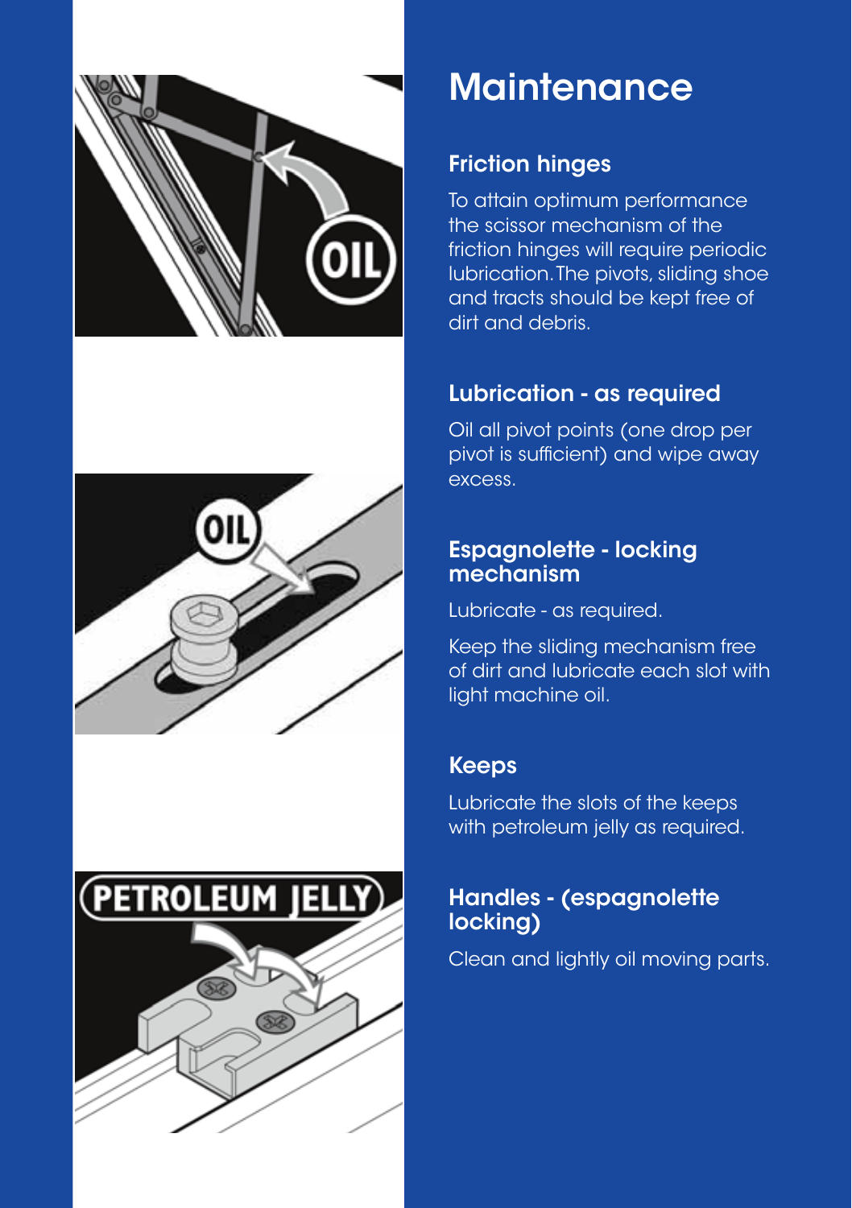# Maintenance

## Friction hinges

To attain optimum performance the scissor mechanism of the friction hinges will require periodic lubrication. The pivots, sliding shoe and tracts should be kept free of dirt and debris.

## Lubrication - as required

Oil all pivot points (one drop per pivot is sufficient) and wipe away excess.

## Espagnolette - locking mechanism

Lubricate - as required.

Keep the sliding mechanism free of dirt and lubricate each slot with light machine oil.

## Keeps

Lubricate the slots of the keeps with petroleum jelly as required.

## Handles - (espagnolette locking)

Clean and lightly oil moving parts.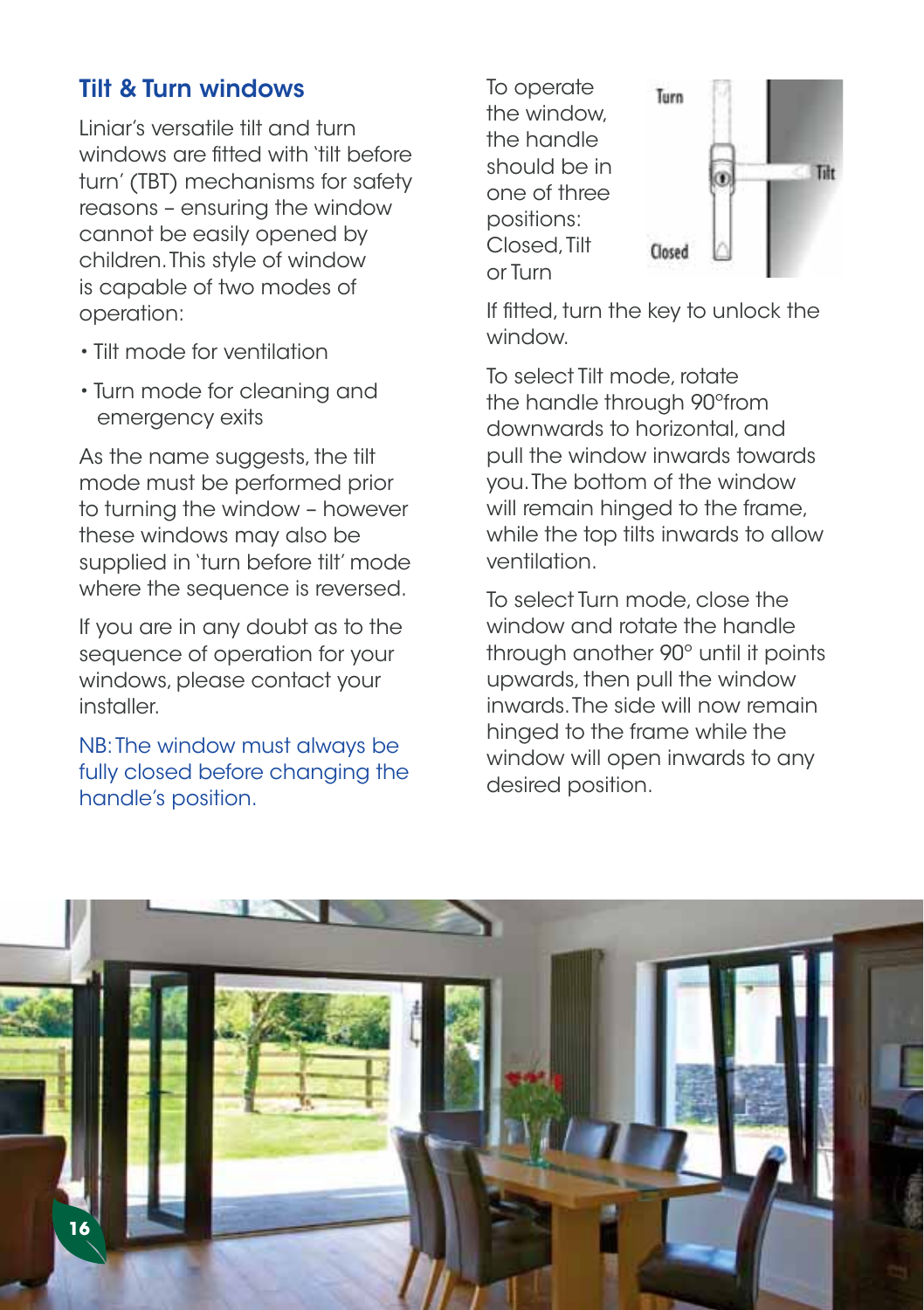## Tilt & Turn windows

Liniar's versatile tilt and turn windows are fitted with 'tilt before turn' (TBT) mechanisms for safety reasons – ensuring the window cannot be easily opened by children. This style of window is capable of two modes of operation:

- Tilt mode for ventilation
- Turn mode for cleaning and emergency exits

As the name suggests, the tilt mode must be performed prior to turning the window – however these windows may also be supplied in 'turn before tilt' mode where the sequence is reversed.

If you are in any doubt as to the sequence of operation for your windows, please contact your installer.

NB: The window must always be fully closed before changing the handle's position.

To operate the window, the handle should be in one of three positions: Closed, Tilt or Turn

If fitted, turn the key to unlock the window.

To select Tilt mode, rotate the handle through 90°from downwards to horizontal, and pull the window inwards towards you. The bottom of the window will remain hinged to the frame, while the top tilts inwards to allow ventilation.

To select Turn mode, close the window and rotate the handle through another 90° until it points upwards, then pull the window inwards. The side will now remain hinged to the frame while the window will open inwards to any desired position.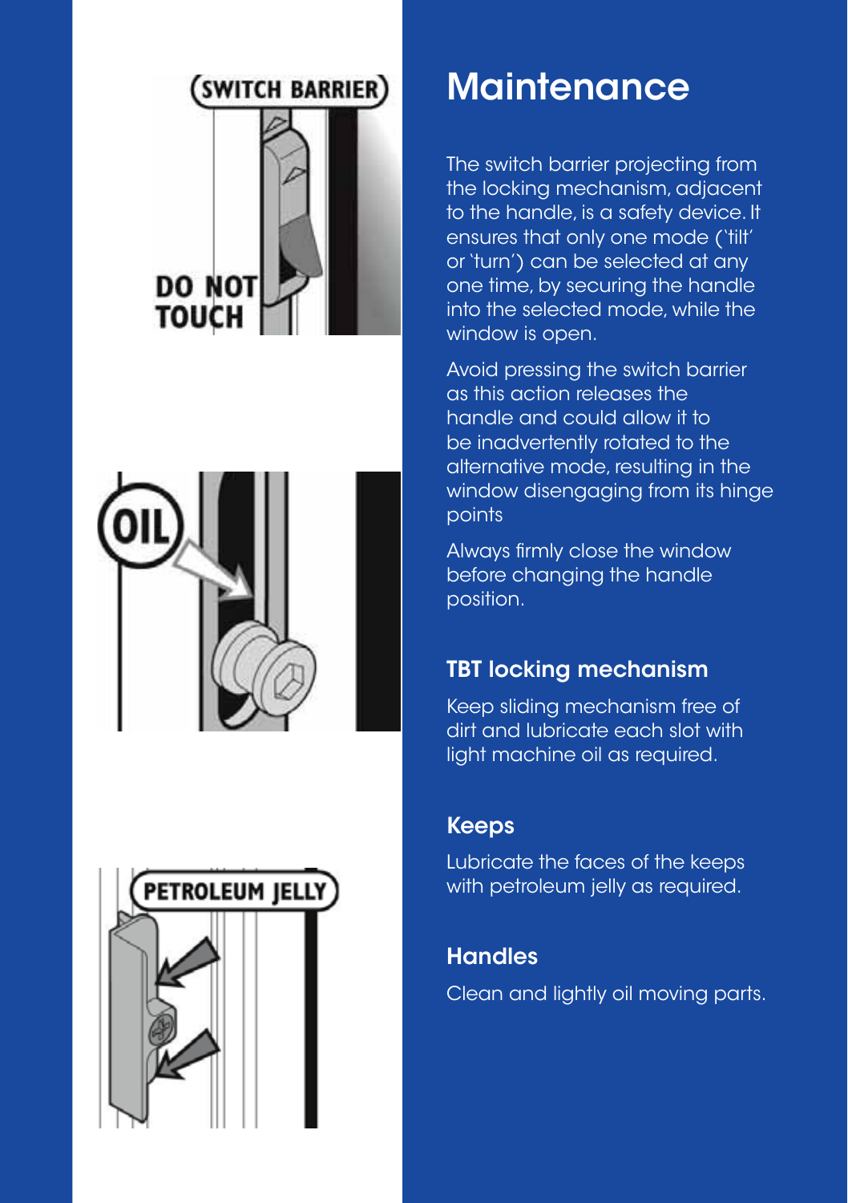# Maintenance

The switch barrier projecting from the locking mechanism, adjacent to the handle, is a safety device. It ensures that only one mode ('tilt' or 'turn') can be selected at any one time, by securing the handle into the selected mode, while the window is open.

Avoid pressing the switch barrier as this action releases the handle and could allow it to be inadvertently rotated to the alternative mode, resulting in the window disengaging from its hinge points

Always firmly close the window before changing the handle position.

## TBT locking mechanism

Keep sliding mechanism free of dirt and lubricate each slot with light machine oil as required.

## Keeps

Lubricate the faces of the keeps with petroleum jelly as required.

## Handles

Clean and lightly oil moving parts.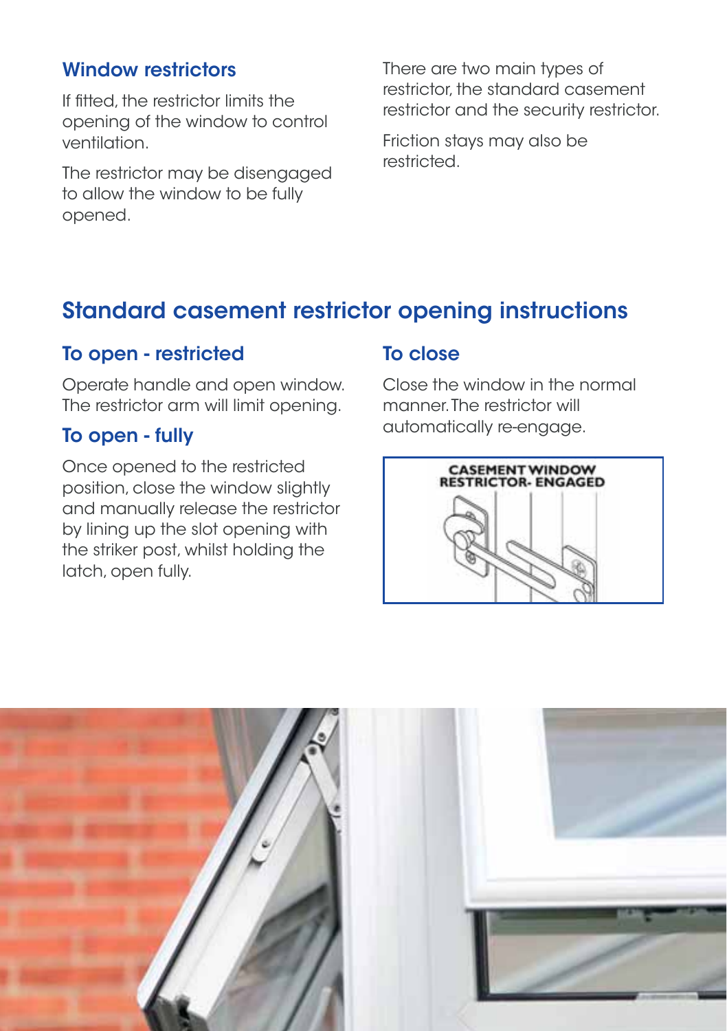## Window restrictors

If fitted, the restrictor limits the opening of the window to control ventilation.

The restrictor may be disengaged to allow the window to be fully opened.

There are two main types of restrictor, the standard casement restrictor and the security restrictor.

Friction stays may also be restricted.

## Standard casement restrictor opening instructions

### To open - restricted

Operate handle and open window. The restrictor arm will limit opening.

### To open - fully

Once opened to the restricted position, close the window slightly and manually release the restrictor by lining up the slot opening with the striker post, whilst holding the latch, open fully.

### To close

Close the window in the normal manner. The restrictor will automatically re-engage.

CASEMENT WINDOW RESTRICTOR- ENGAGED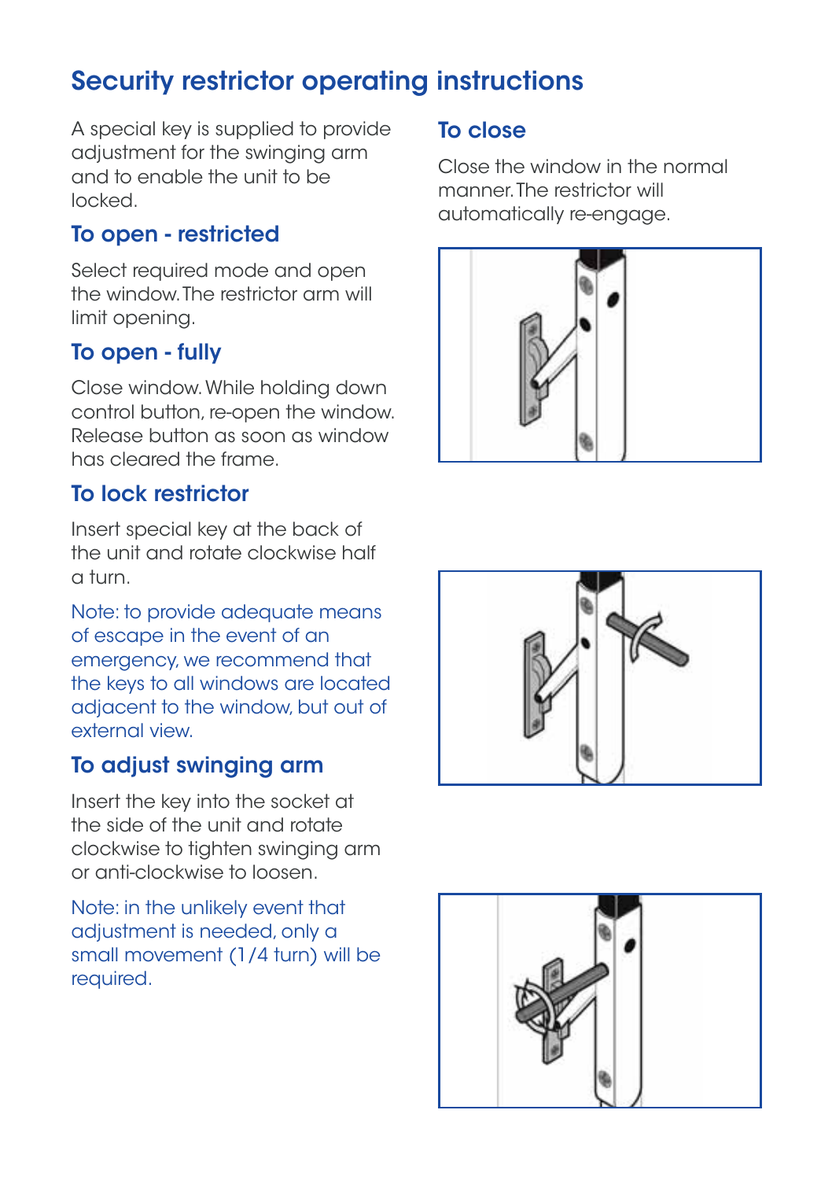# Security restrictor operating instructions

A special key is supplied to provide adjustment for the swinging arm and to enable the unit to be locked.

## To open - restricted

Select required mode and open the window. The restrictor arm will limit opening.

## To open - fully

Close window. While holding down control button, re-open the window. Release button as soon as window has cleared the frame.

## To lock restrictor

Insert special key at the back of the unit and rotate clockwise half a turn.

Note: to provide adequate means of escape in the event of an emergency, we recommend that the keys to all windows are located adjacent to the window, but out of external view.

## To adjust swinging arm

Insert the key into the socket at the side of the unit and rotate clockwise to tighten swinging arm or anti-clockwise to loosen.

Note: in the unlikely event that adjustment is needed, only a small movement (1/4 turn) will be required.

## To close

Close the window in the normal manner. The restrictor will automatically re-engage.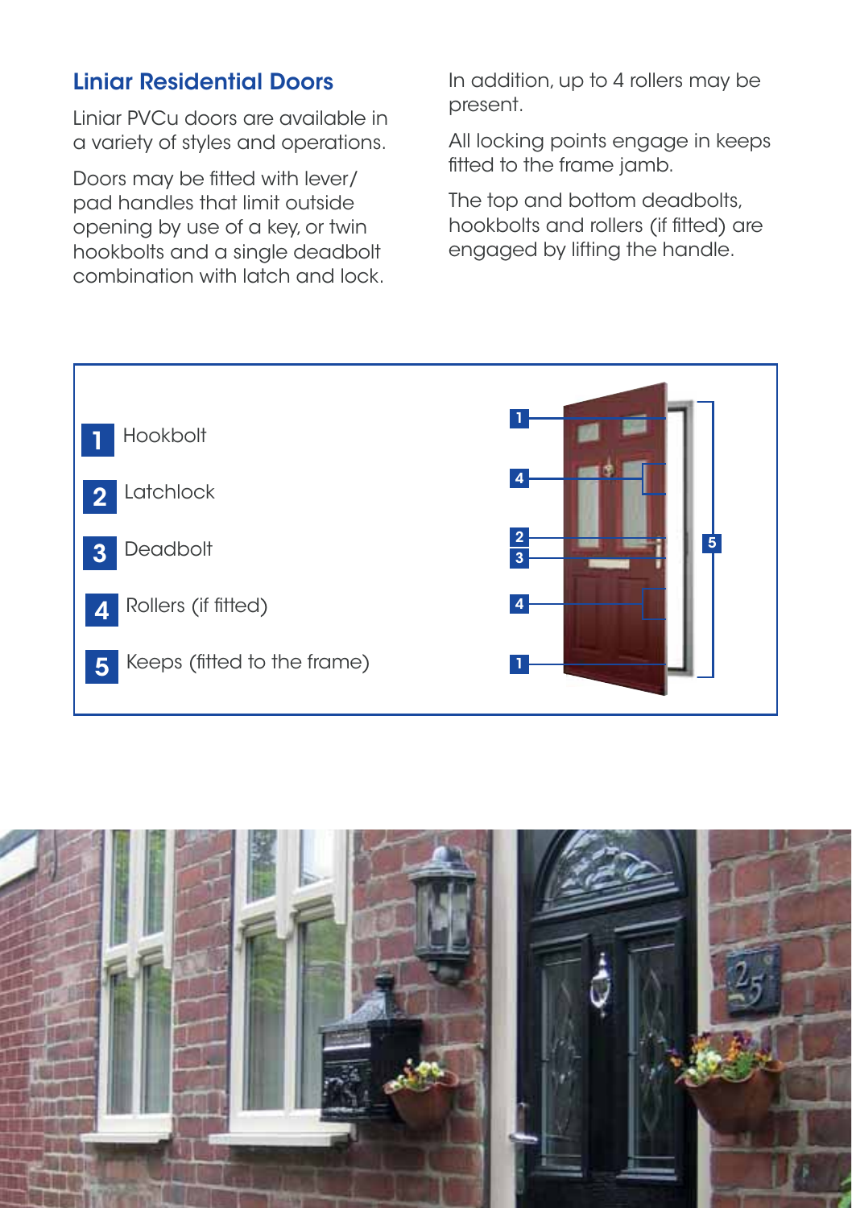## Liniar Residential Doors

Liniar PVCu doors are available in a variety of styles and operations.

Doors may be fitted with lever/pad handles that limit outside opening by use of a key, or twin hookbolts and a single deadbolt combination with latch and lock.

In addition, up to 4 rollers may be present.

All locking points engage in keeps fitted to the frame jamb.

The top and bottom deadbolts, hookbolts and rollers (if fitted) are engaged by lifting the handle.

1. Hookbolt
2. Latchlock
3. Deadbolt
4. Rollers (if fitted)
5. Keeps (fitted to the frame)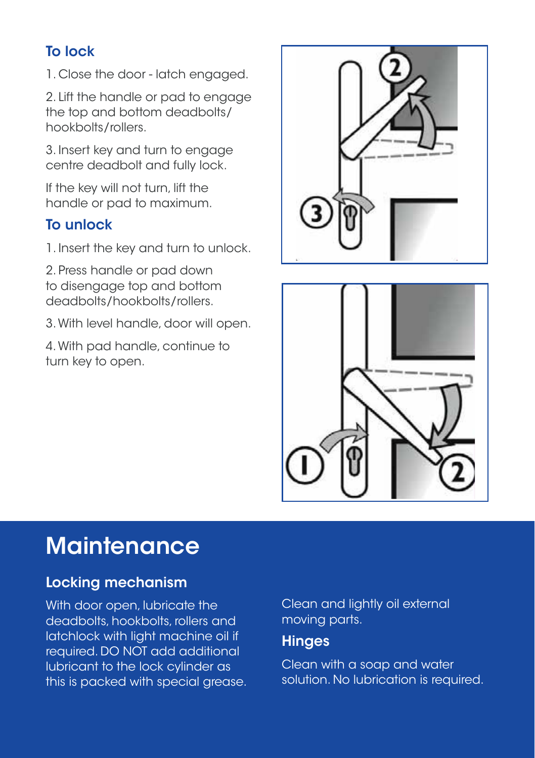## To lock

1. Close the door - latch engaged.

2. Lift the handle or pad to engage the top and bottom deadbolts/hookbolts/rollers.

3. Insert key and turn to engage centre deadbolt and fully lock.

If the key will not turn, lift the handle or pad to maximum.

## To unlock

1. Insert the key and turn to unlock.

2. Press handle or pad down to disengage top and bottom deadbolts/hookbolts/rollers.

3. With level handle, door will open.

4. With pad handle, continue to turn key to open.

# Maintenance

### Locking mechanism

With door open, lubricate the deadbolts, hookbolts, rollers and latchlock with light machine oil if required. DO NOT add additional lubricant to the lock cylinder as this is packed with special grease.

Clean and lightly oil external moving parts.

### Hinges

Clean with a soap and water solution. No lubrication is required.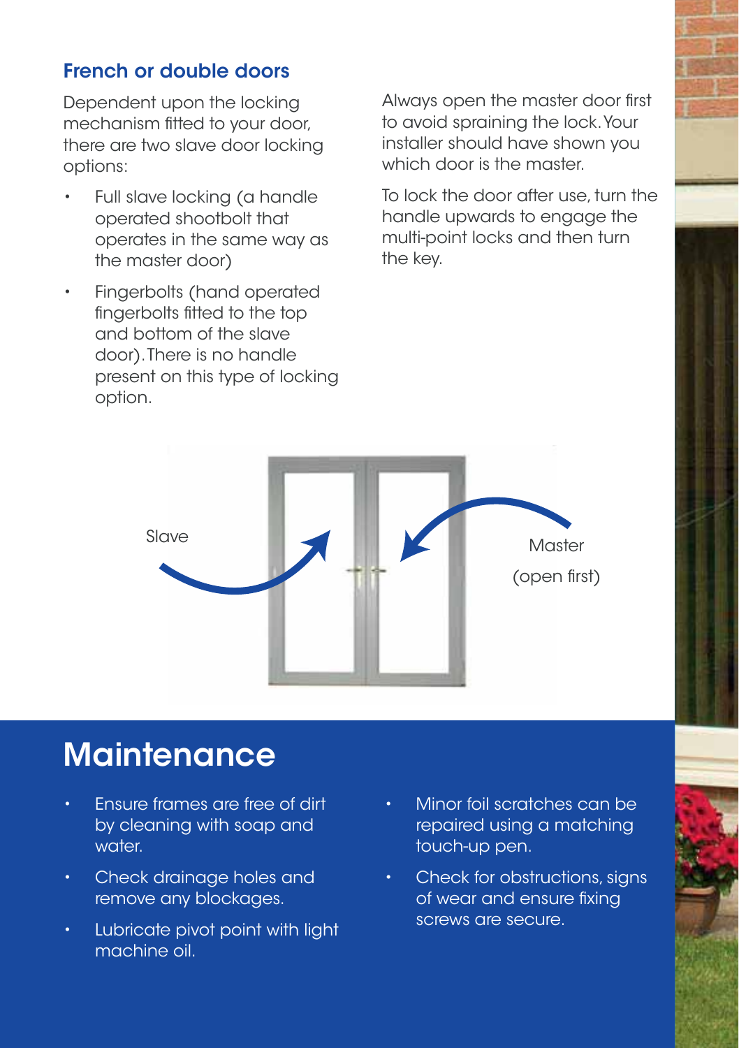## French or double doors

Dependent upon the locking mechanism fitted to your door, there are two slave door locking options:

- Full slave locking (a handle operated shootbolt that operates in the same way as the master door)
- Fingerbolts (hand operated fingerbolts fitted to the top and bottom of the slave door). There is no handle present on this type of locking option.

Always open the master door first to avoid spraining the lock. Your installer should have shown you which door is the master.

To lock the door after use, turn the handle upwards to engage the multi-point locks and then turn the key.

Slave

Master (open first)

# Maintenance

- Ensure frames are free of dirt by cleaning with soap and water.
- Check drainage holes and remove any blockages.
- Lubricate pivot point with light machine oil.
- Minor foil scratches can be repaired using a matching touch-up pen.
- Check for obstructions, signs of wear and ensure fixing screws are secure.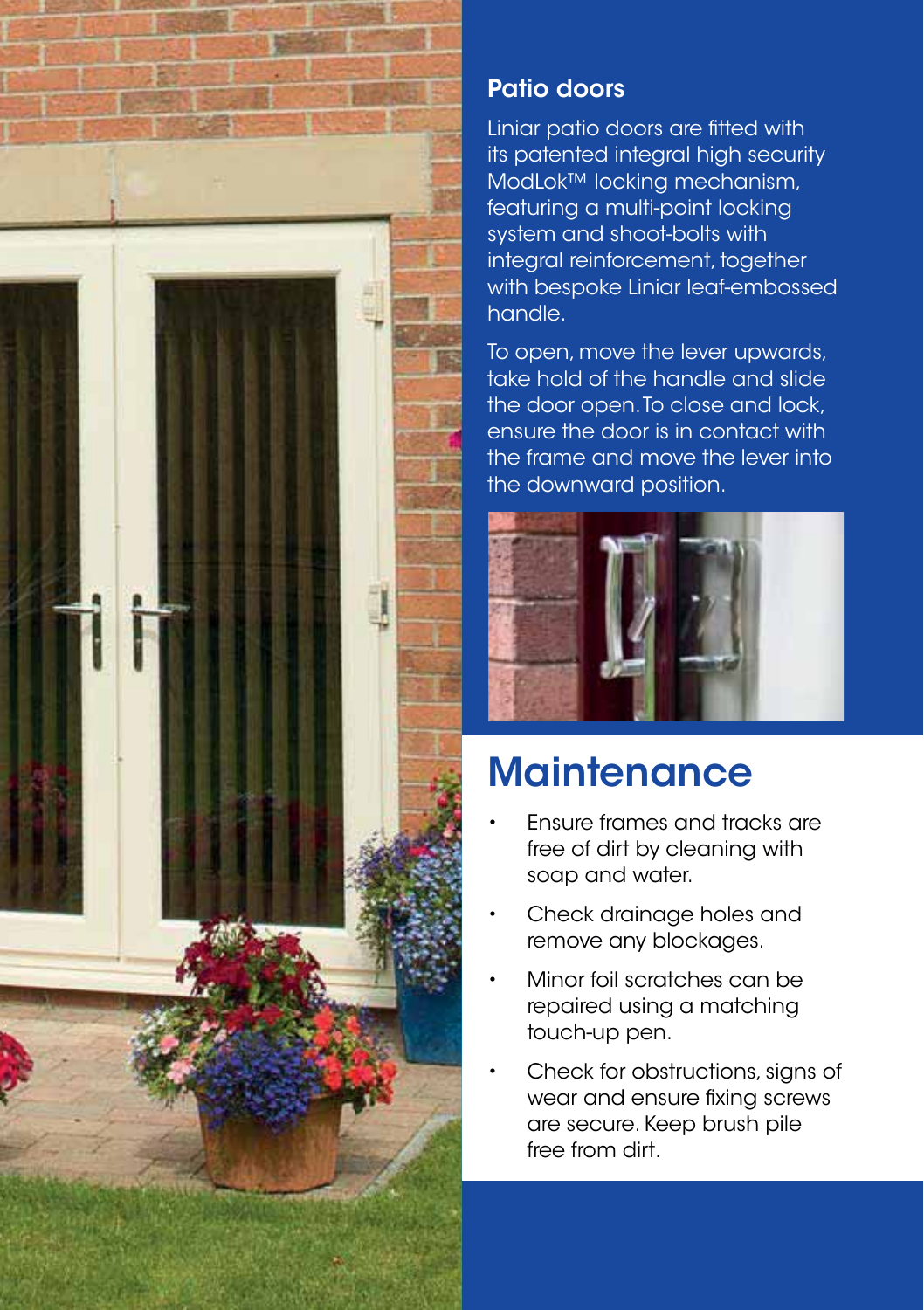## Patio doors

Liniar patio doors are fitted with its patented integral high security ModLok™ locking mechanism, featuring a multi-point locking system and shoot-bolts with integral reinforcement, together with bespoke Liniar leaf-embossed handle.

To open, move the lever upwards, take hold of the handle and slide the door open. To close and lock, ensure the door is in contact with the frame and move the lever into the downward position.

# Maintenance

- Ensure frames and tracks are free of dirt by cleaning with soap and water.
- Check drainage holes and remove any blockages.
- Minor foil scratches can be repaired using a matching touch-up pen.
- Check for obstructions, signs of wear and ensure fixing screws are secure. Keep brush pile free from dirt.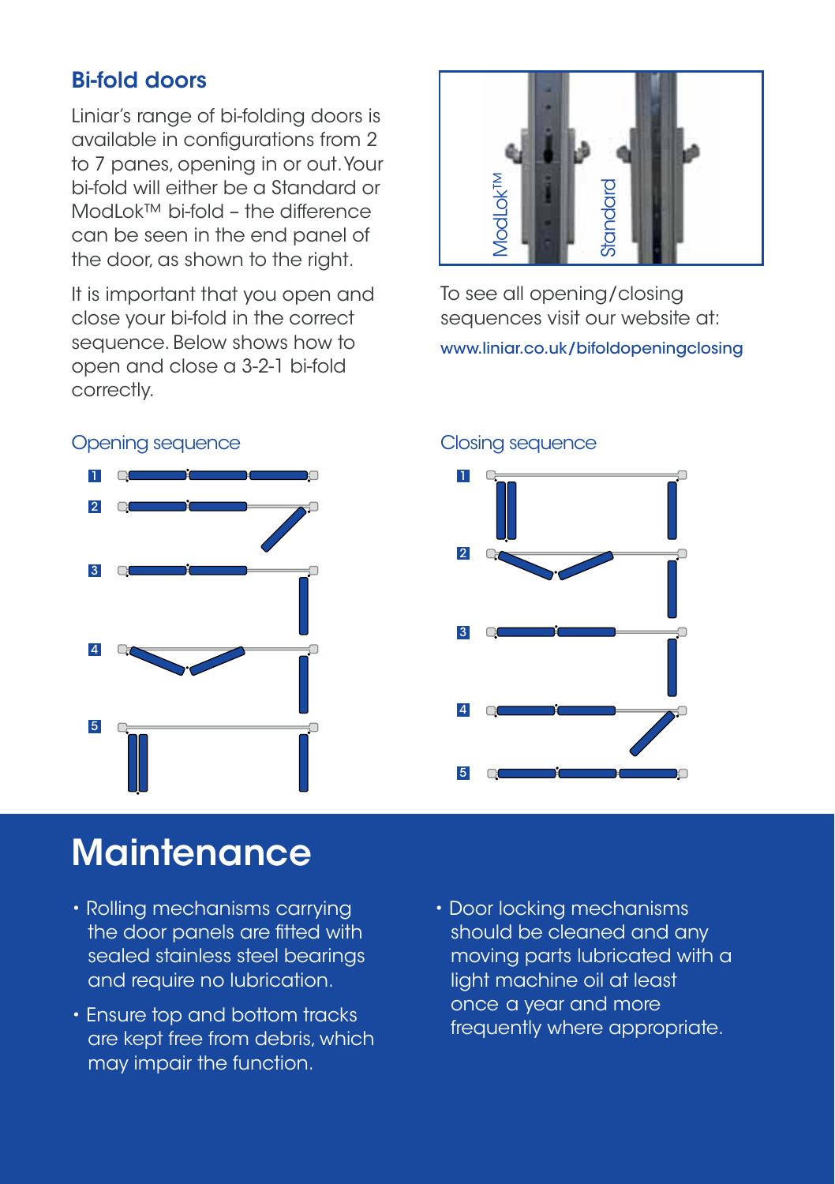## Bi-fold doors

Liniar's range of bi-folding doors is available in configurations from 2 to 7 panes, opening in or out. Your bi-fold will either be a Standard or ModLok™ bi-fold – the difference can be seen in the end panel of the door, as shown to the right.

It is important that you open and close your bi-fold in the correct sequence. Below shows how to open and close a 3-2-1 bi-fold correctly.

To see all opening/closing sequences visit our website at:
www.liniar.co.uk/bifoldopeningclosing

Opening sequence

Closing sequence

# Maintenance

- Rolling mechanisms carrying the door panels are fitted with sealed stainless steel bearings and require no lubrication.
- Ensure top and bottom tracks are kept free from debris, which may impair the function.
- Door locking mechanisms should be cleaned and any moving parts lubricated with a light machine oil at least once a year and more frequently where appropriate.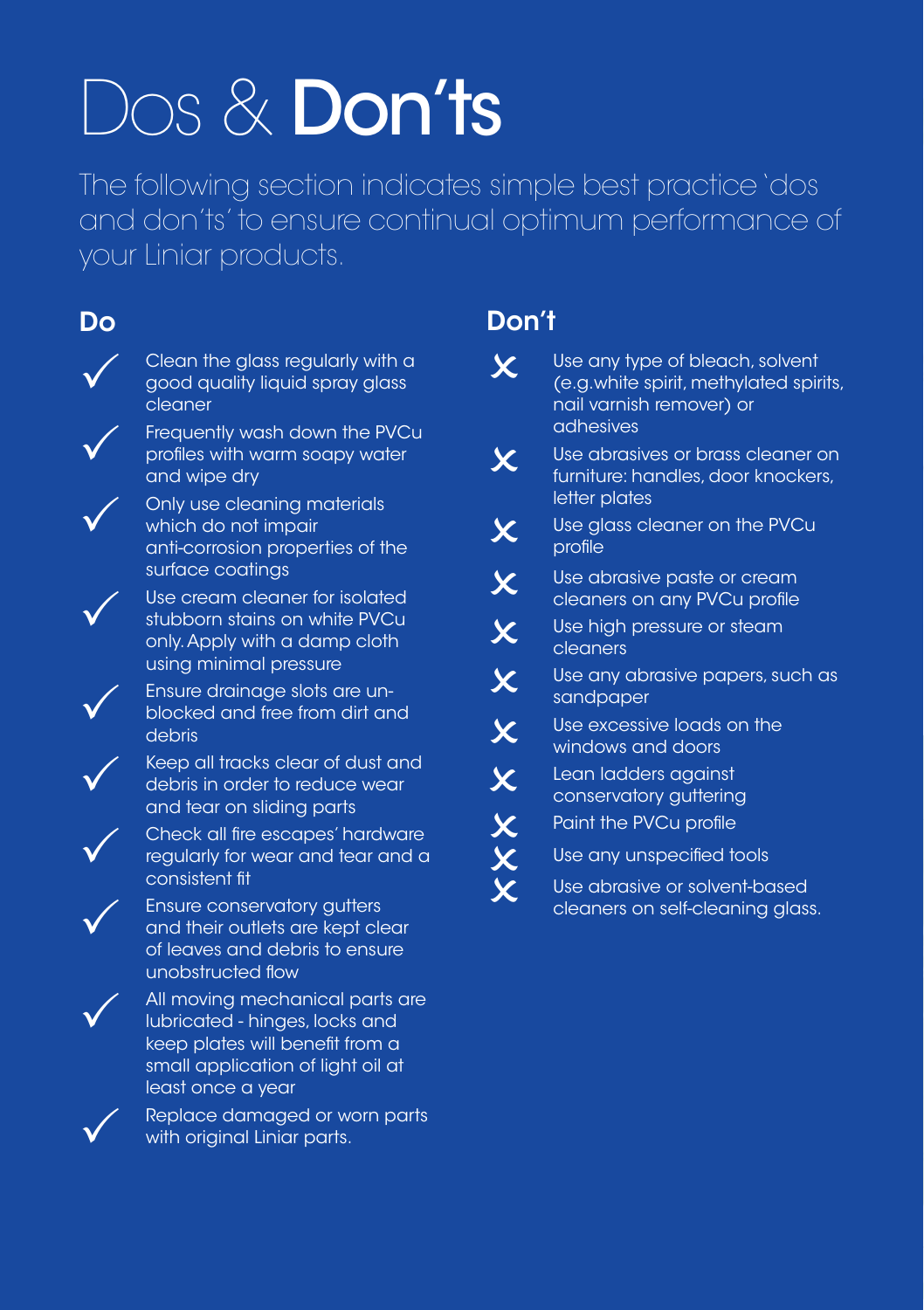# Dos & Don'ts

The following section indicates simple best practice 'dos and don'ts' to ensure continual optimum performance of your Liniar products.

## Do

- ✓ Clean the glass regularly with a good quality liquid spray glass cleaner
- ✓ Frequently wash down the PVCu profiles with warm soapy water and wipe dry
- ✓ Only use cleaning materials which do not impair anti-corrosion properties of the surface coatings
- ✓ Use cream cleaner for isolated stubborn stains on white PVCu only. Apply with a damp cloth using minimal pressure
- ✓ Ensure drainage slots are un-blocked and free from dirt and debris
- ✓ Keep all tracks clear of dust and debris in order to reduce wear and tear on sliding parts
- ✓ Check all fire escapes' hardware regularly for wear and tear and a consistent fit
- ✓ Ensure conservatory gutters and their outlets are kept clear of leaves and debris to ensure unobstructed flow
- ✓ All moving mechanical parts are lubricated - hinges, locks and keep plates will benefit from a small application of light oil at least once a year
- ✓ Replace damaged or worn parts with original Liniar parts.

## Don't

- ✗ Use any type of bleach, solvent (e.g.white spirit, methylated spirits, nail varnish remover) or adhesives
- ✗ Use abrasives or brass cleaner on furniture: handles, door knockers, letter plates
- ✗ Use glass cleaner on the PVCu profile
- ✗ Use abrasive paste or cream cleaners on any PVCu profile
- ✗ Use high pressure or steam cleaners
- ✗ Use any abrasive papers, such as sandpaper
- ✗ Use excessive loads on the windows and doors
- ✗ Lean ladders against conservatory guttering
- ✗ Paint the PVCu profile
- ✗ Use any unspecified tools
- ✗ Use abrasive or solvent-based cleaners on self-cleaning glass.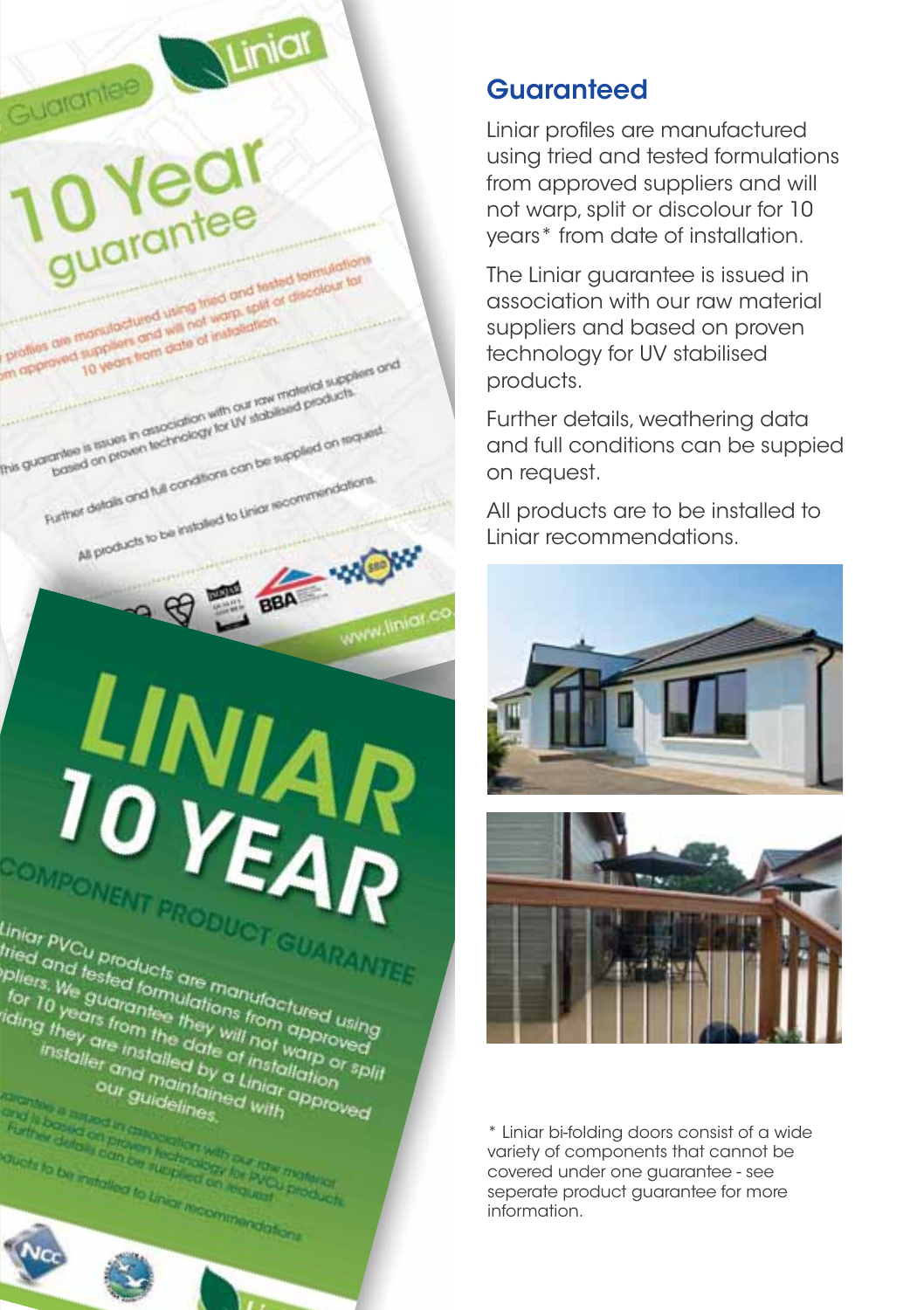## Guaranteed

Liniar profiles are manufactured using tried and tested formulations from approved suppliers and will not warp, split or discolour for 10 years* from date of installation.

The Liniar guarantee is issued in association with our raw material suppliers and based on proven technology for UV stabilised products.

Further details, weathering data and full conditions can be suppied on request.

All products are to be installed to Liniar recommendations.

\* Liniar bi-folding doors consist of a wide variety of components that cannot be covered under one guarantee - see seperate product guarantee for more information.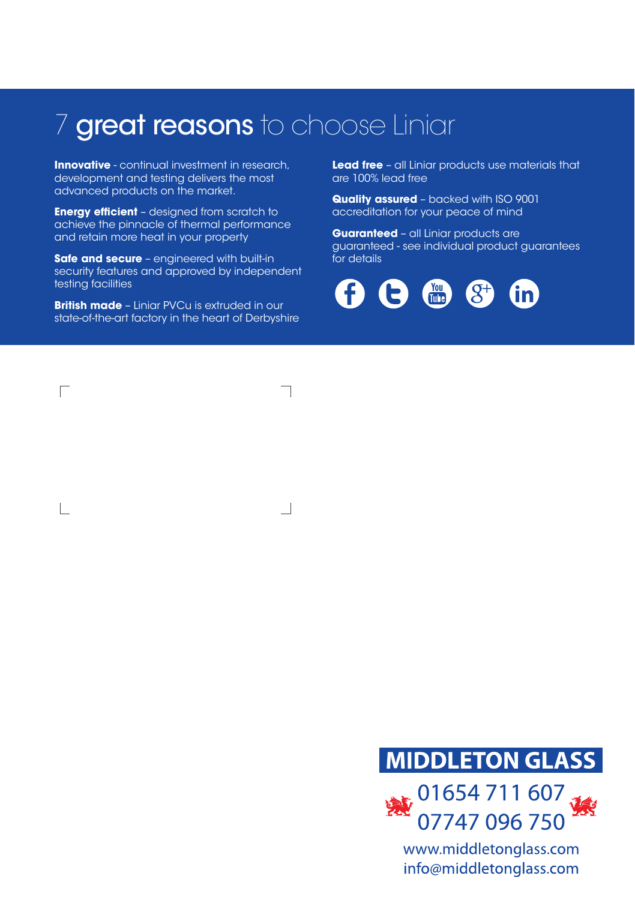# 7 **great reasons** to choose Liniar

**Innovative** - continual investment in research, development and testing delivers the most advanced products on the market.

**Energy efficient** – designed from scratch to achieve the pinnacle of thermal performance and retain more heat in your property

**Safe and secure** – engineered with built-in security features and approved by independent testing facilities

**British made** – Liniar PVCu is extruded in our state-of-the-art factory in the heart of Derbyshire

**Lead free** – all Liniar products use materials that are 100% lead free

**Quality assured** – backed with ISO 9001 accreditation for your peace of mind

**Guaranteed** – all Liniar products are guaranteed - see individual product guarantees for details

**MIDDLETON GLASS**

01654 711 607
07747 096 750

www.middletonglass.com
info@middletonglass.com